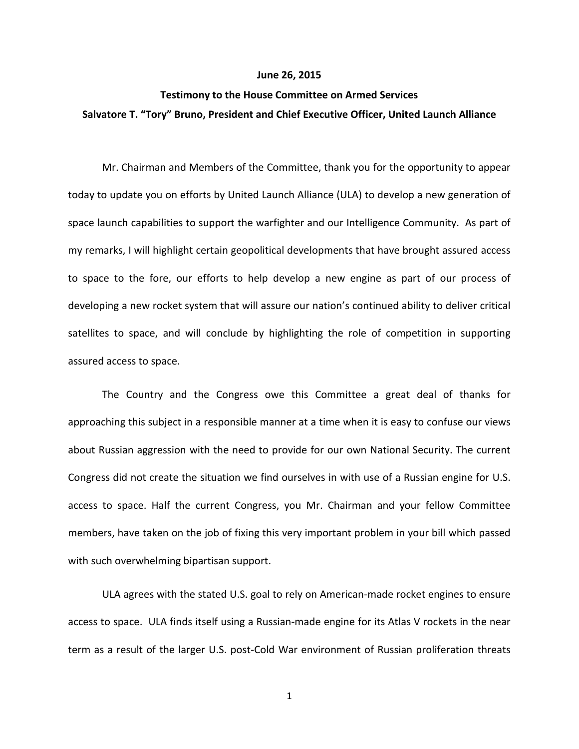**June 26, 2015**

**Testimony to the House Committee on Armed Services**

**Salvatore T. "Tory" Bruno, President and Chief Executive Officer, United Launch Alliance**

Mr. Chairman and Members of the Committee, thank you for the opportunity to appear today to update you on efforts by United Launch Alliance (ULA) to develop a new generation of space launch capabilities to support the warfighter and our Intelligence Community. As part of my remarks, I will highlight certain geopolitical developments that have brought assured access to space to the fore, our efforts to help develop a new engine as part of our process of developing a new rocket system that will assure our nation's continued ability to deliver critical satellites to space, and will conclude by highlighting the role of competition in supporting assured access to space.

The Country and the Congress owe this Committee a great deal of thanks for approaching this subject in a responsible manner at a time when it is easy to confuse our views about Russian aggression with the need to provide for our own National Security. The current Congress did not create the situation we find ourselves in with use of a Russian engine for U.S. access to space. Half the current Congress, you Mr. Chairman and your fellow Committee members, have taken on the job of fixing this very important problem in your bill which passed with such overwhelming bipartisan support.

ULA agrees with the stated U.S. goal to rely on American-made rocket engines to ensure access to space. ULA finds itself using a Russian-made engine for its Atlas V rockets in the near term as a result of the larger U.S. post-Cold War environment of Russian proliferation threats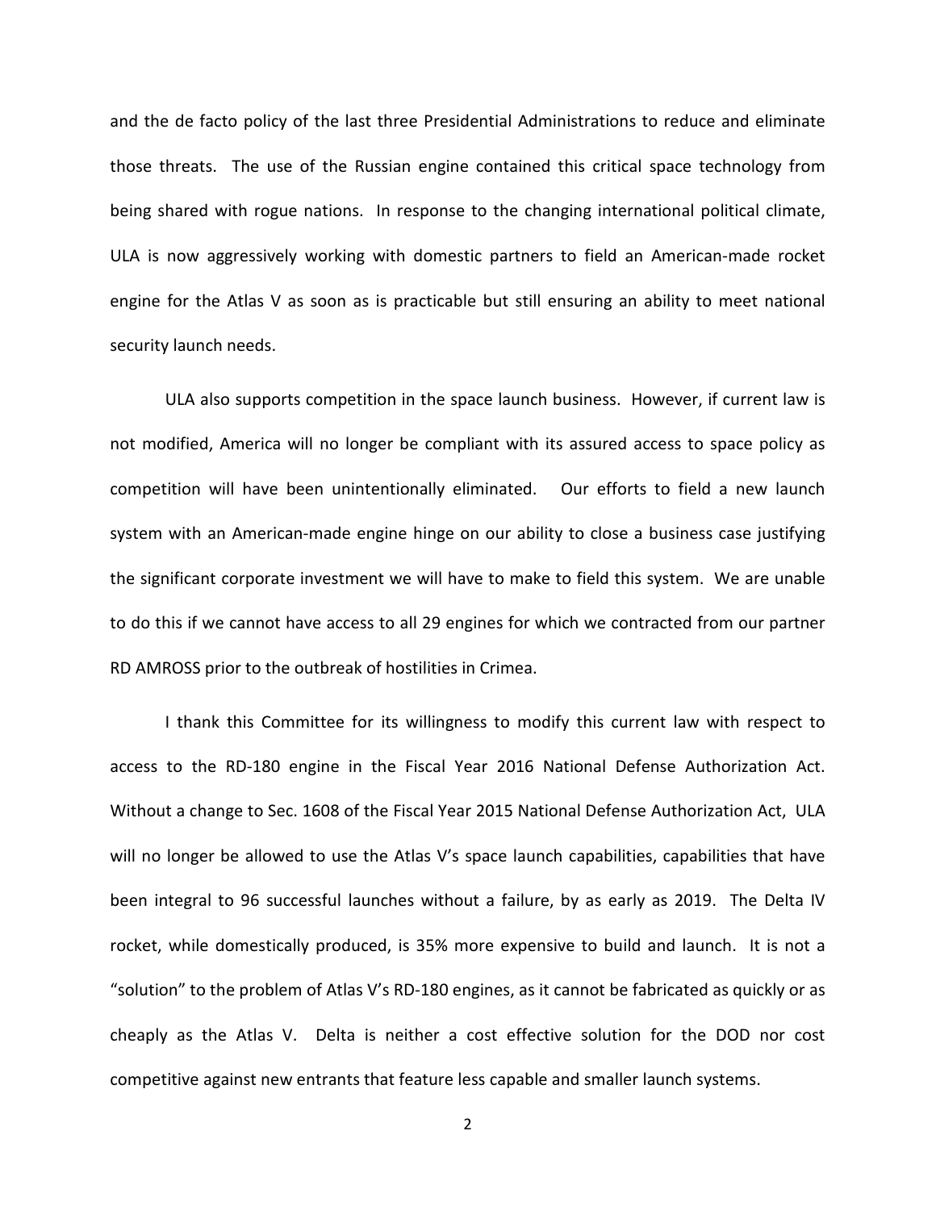and the de facto policy of the last three Presidential Administrations to reduce and eliminate those threats. The use of the Russian engine contained this critical space technology from being shared with rogue nations. In response to the changing international political climate, ULA is now aggressively working with domestic partners to field an American-made rocket engine for the Atlas V as soon as is practicable but still ensuring an ability to meet national security launch needs.

ULA also supports competition in the space launch business. However, if current law is not modified, America will no longer be compliant with its assured access to space policy as competition will have been unintentionally eliminated. Our efforts to field a new launch system with an American-made engine hinge on our ability to close a business case justifying the significant corporate investment we will have to make to field this system. We are unable to do this if we cannot have access to all 29 engines for which we contracted from our partner RD AMROSS prior to the outbreak of hostilities in Crimea.

I thank this Committee for its willingness to modify this current law with respect to access to the RD-180 engine in the Fiscal Year 2016 National Defense Authorization Act. Without a change to Sec. 1608 of the Fiscal Year 2015 National Defense Authorization Act, ULA will no longer be allowed to use the Atlas V's space launch capabilities, capabilities that have been integral to 96 successful launches without a failure, by as early as 2019. The Delta IV rocket, while domestically produced, is 35% more expensive to build and launch. It is not a "solution" to the problem of Atlas V's RD-180 engines, as it cannot be fabricated as quickly or as cheaply as the Atlas V. Delta is neither a cost effective solution for the DOD nor cost competitive against new entrants that feature less capable and smaller launch systems.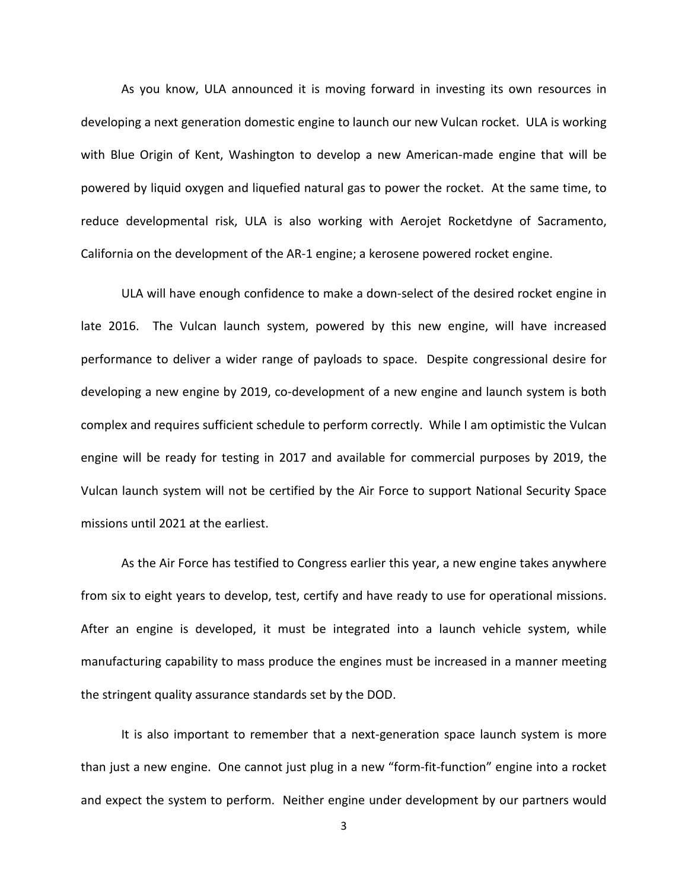As you know, ULA announced it is moving forward in investing its own resources in developing a next generation domestic engine to launch our new Vulcan rocket. ULA is working with Blue Origin of Kent, Washington to develop a new American-made engine that will be powered by liquid oxygen and liquefied natural gas to power the rocket. At the same time, to reduce developmental risk, ULA is also working with Aerojet Rocketdyne of Sacramento, California on the development of the AR-1 engine; a kerosene powered rocket engine.

ULA will have enough confidence to make a down-select of the desired rocket engine in late 2016. The Vulcan launch system, powered by this new engine, will have increased performance to deliver a wider range of payloads to space. Despite congressional desire for developing a new engine by 2019, co-development of a new engine and launch system is both complex and requires sufficient schedule to perform correctly. While I am optimistic the Vulcan engine will be ready for testing in 2017 and available for commercial purposes by 2019, the Vulcan launch system will not be certified by the Air Force to support National Security Space missions until 2021 at the earliest.

As the Air Force has testified to Congress earlier this year, a new engine takes anywhere from six to eight years to develop, test, certify and have ready to use for operational missions. After an engine is developed, it must be integrated into a launch vehicle system, while manufacturing capability to mass produce the engines must be increased in a manner meeting the stringent quality assurance standards set by the DOD.

It is also important to remember that a next-generation space launch system is more than just a new engine. One cannot just plug in a new "form-fit-function" engine into a rocket and expect the system to perform. Neither engine under development by our partners would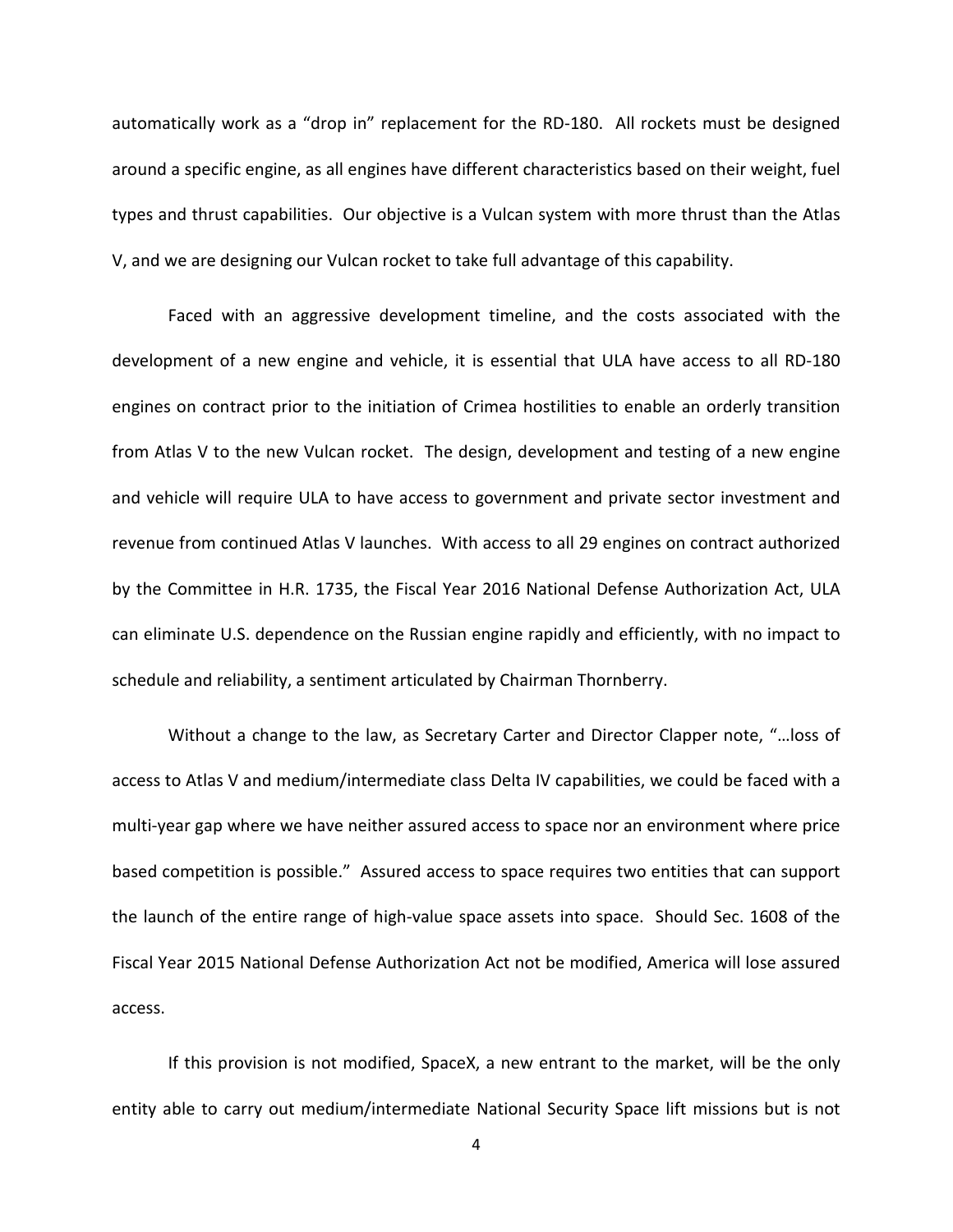automatically work as a "drop in" replacement for the RD-180. All rockets must be designed around a specific engine, as all engines have different characteristics based on their weight, fuel types and thrust capabilities. Our objective is a Vulcan system with more thrust than the Atlas V, and we are designing our Vulcan rocket to take full advantage of this capability.

Faced with an aggressive development timeline, and the costs associated with the development of a new engine and vehicle, it is essential that ULA have access to all RD-180 engines on contract prior to the initiation of Crimea hostilities to enable an orderly transition from Atlas V to the new Vulcan rocket. The design, development and testing of a new engine and vehicle will require ULA to have access to government and private sector investment and revenue from continued Atlas V launches. With access to all 29 engines on contract authorized by the Committee in H.R. 1735, the Fiscal Year 2016 National Defense Authorization Act, ULA can eliminate U.S. dependence on the Russian engine rapidly and efficiently, with no impact to schedule and reliability, a sentiment articulated by Chairman Thornberry.

Without a change to the law, as Secretary Carter and Director Clapper note, "…loss of access to Atlas V and medium/intermediate class Delta IV capabilities, we could be faced with a multi-year gap where we have neither assured access to space nor an environment where price based competition is possible." Assured access to space requires two entities that can support the launch of the entire range of high-value space assets into space. Should Sec. 1608 of the Fiscal Year 2015 National Defense Authorization Act not be modified, America will lose assured access.

If this provision is not modified, SpaceX, a new entrant to the market, will be the only entity able to carry out medium/intermediate National Security Space lift missions but is not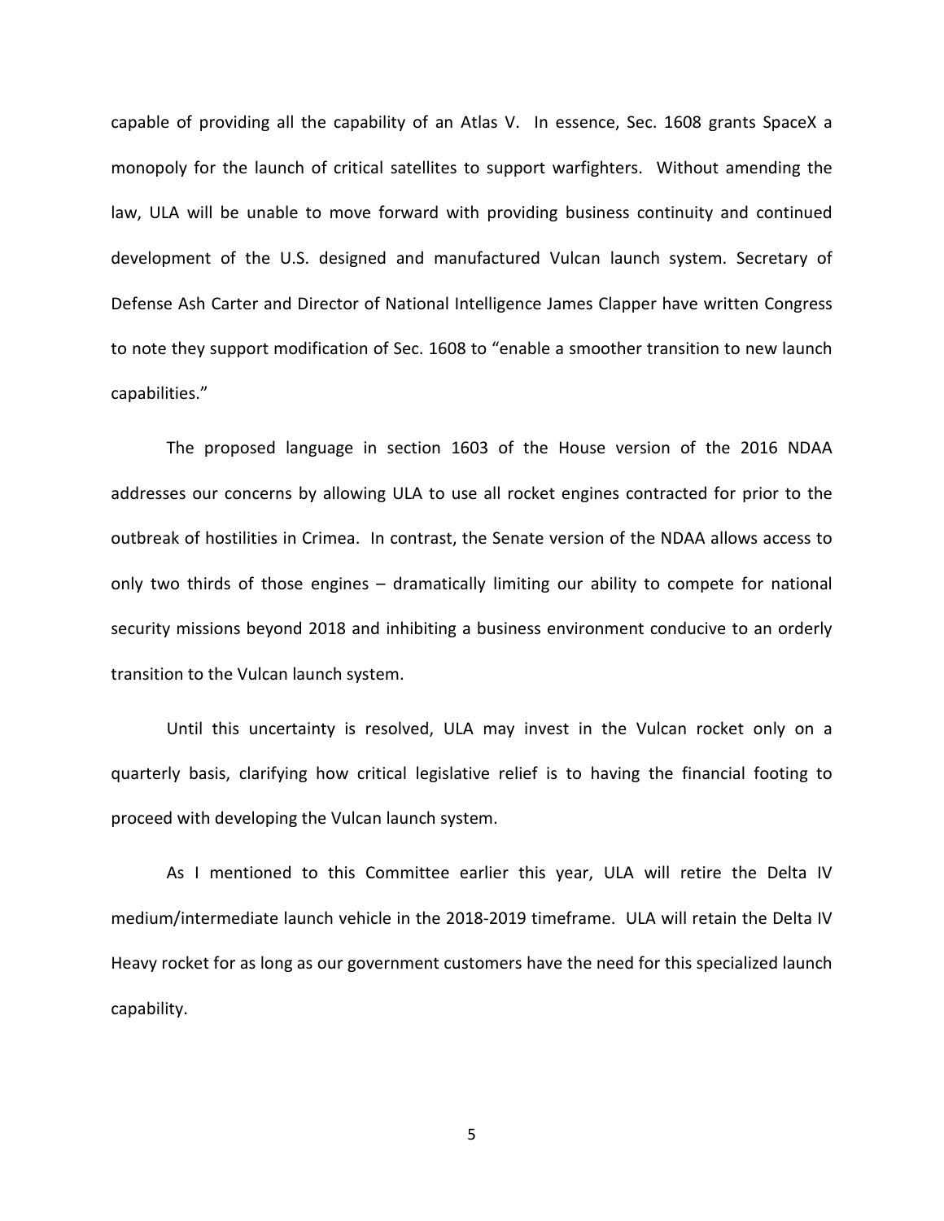capable of providing all the capability of an Atlas V. In essence, Sec. 1608 grants SpaceX a monopoly for the launch of critical satellites to support warfighters. Without amending the law, ULA will be unable to move forward with providing business continuity and continued development of the U.S. designed and manufactured Vulcan launch system. Secretary of Defense Ash Carter and Director of National Intelligence James Clapper have written Congress to note they support modification of Sec. 1608 to "enable a smoother transition to new launch capabilities."

The proposed language in section 1603 of the House version of the 2016 NDAA addresses our concerns by allowing ULA to use all rocket engines contracted for prior to the outbreak of hostilities in Crimea. In contrast, the Senate version of the NDAA allows access to only two thirds of those engines – dramatically limiting our ability to compete for national security missions beyond 2018 and inhibiting a business environment conducive to an orderly transition to the Vulcan launch system.

Until this uncertainty is resolved, ULA may invest in the Vulcan rocket only on a quarterly basis, clarifying how critical legislative relief is to having the financial footing to proceed with developing the Vulcan launch system.

As I mentioned to this Committee earlier this year, ULA will retire the Delta IV medium/intermediate launch vehicle in the 2018-2019 timeframe. ULA will retain the Delta IV Heavy rocket for as long as our government customers have the need for this specialized launch capability.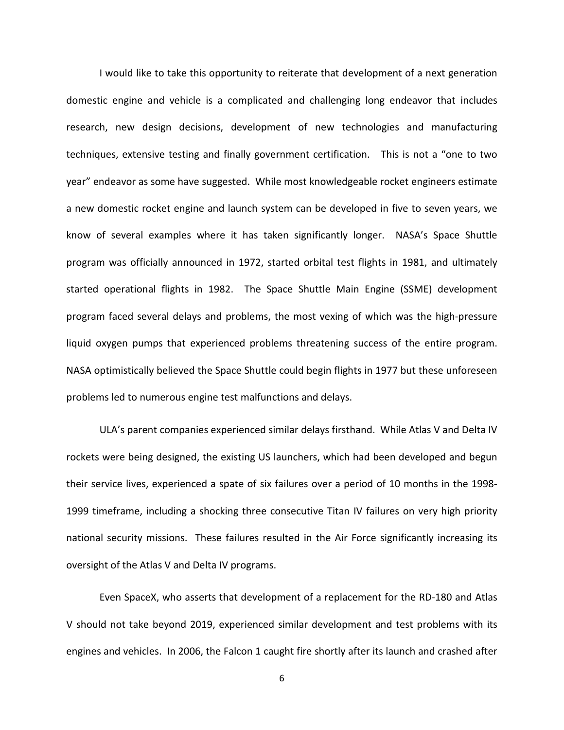I would like to take this opportunity to reiterate that development of a next generation domestic engine and vehicle is a complicated and challenging long endeavor that includes research, new design decisions, development of new technologies and manufacturing techniques, extensive testing and finally government certification. This is not a "one to two year" endeavor as some have suggested. While most knowledgeable rocket engineers estimate a new domestic rocket engine and launch system can be developed in five to seven years, we know of several examples where it has taken significantly longer. NASA's Space Shuttle program was officially announced in 1972, started orbital test flights in 1981, and ultimately started operational flights in 1982. The Space Shuttle Main Engine (SSME) development program faced several delays and problems, the most vexing of which was the high-pressure liquid oxygen pumps that experienced problems threatening success of the entire program. NASA optimistically believed the Space Shuttle could begin flights in 1977 but these unforeseen problems led to numerous engine test malfunctions and delays.

ULA's parent companies experienced similar delays firsthand. While Atlas V and Delta IV rockets were being designed, the existing US launchers, which had been developed and begun their service lives, experienced a spate of six failures over a period of 10 months in the 1998-1999 timeframe, including a shocking three consecutive Titan IV failures on very high priority national security missions. These failures resulted in the Air Force significantly increasing its oversight of the Atlas V and Delta IV programs.

Even SpaceX, who asserts that development of a replacement for the RD-180 and Atlas V should not take beyond 2019, experienced similar development and test problems with its engines and vehicles. In 2006, the Falcon 1 caught fire shortly after its launch and crashed after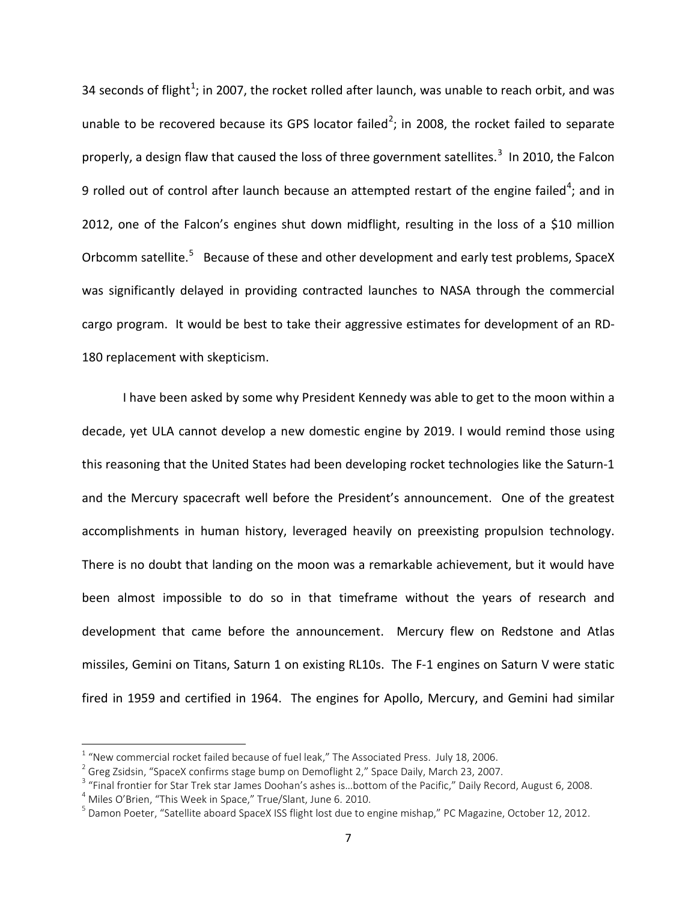34 seconds of flight[1]; in 2007, the rocket rolled after launch, was unable to reach orbit, and was unable to be recovered because its GPS locator failed[2]; in 2008, the rocket failed to separate properly, a design flaw that caused the loss of three government satellites.[3] In 2010, the Falcon 9 rolled out of control after launch because an attempted restart of the engine failed[4]; and in 2012, one of the Falcon's engines shut down midflight, resulting in the loss of a $10 million Orbcomm satellite.[5] Because of these and other development and early test problems, SpaceX was significantly delayed in providing contracted launches to NASA through the commercial cargo program. It would be best to take their aggressive estimates for development of an RD-180 replacement with skepticism.

I have been asked by some why President Kennedy was able to get to the moon within a decade, yet ULA cannot develop a new domestic engine by 2019. I would remind those using this reasoning that the United States had been developing rocket technologies like the Saturn-1 and the Mercury spacecraft well before the President's announcement. One of the greatest accomplishments in human history, leveraged heavily on preexisting propulsion technology. There is no doubt that landing on the moon was a remarkable achievement, but it would have been almost impossible to do so in that timeframe without the years of research and development that came before the announcement. Mercury flew on Redstone and Atlas missiles, Gemini on Titans, Saturn 1 on existing RL10s. The F-1 engines on Saturn V were static fired in 1959 and certified in 1964. The engines for Apollo, Mercury, and Gemini had similar

---

[1] "New commercial rocket failed because of fuel leak," The Associated Press. July 18, 2006.

[2] Greg Zsidsin, "SpaceX confirms stage bump on Demoflight 2," Space Daily, March 23, 2007.

[3] "Final frontier for Star Trek star James Doohan's ashes is…bottom of the Pacific," Daily Record, August 6, 2008.

[4] Miles O'Brien, "This Week in Space," True/Slant, June 6. 2010.

[5] Damon Poeter, "Satellite aboard SpaceX ISS flight lost due to engine mishap," PC Magazine, October 12, 2012.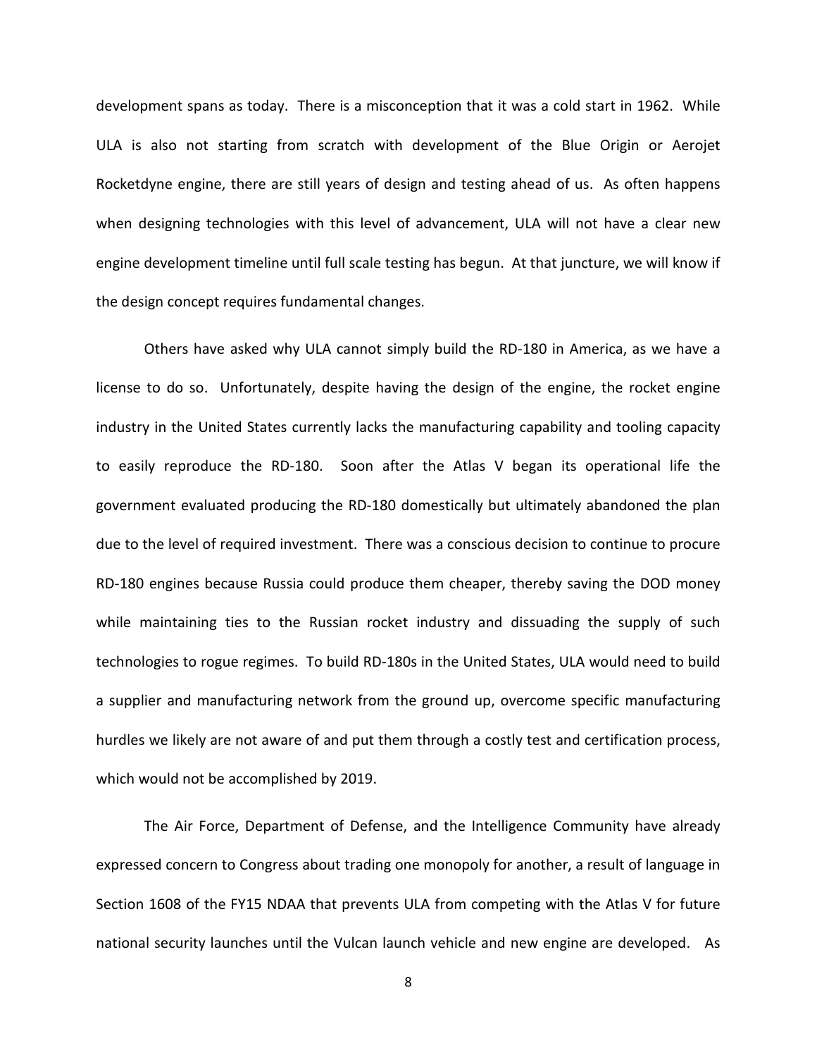development spans as today. There is a misconception that it was a cold start in 1962. While ULA is also not starting from scratch with development of the Blue Origin or Aerojet Rocketdyne engine, there are still years of design and testing ahead of us. As often happens when designing technologies with this level of advancement, ULA will not have a clear new engine development timeline until full scale testing has begun. At that juncture, we will know if the design concept requires fundamental changes.

Others have asked why ULA cannot simply build the RD-180 in America, as we have a license to do so. Unfortunately, despite having the design of the engine, the rocket engine industry in the United States currently lacks the manufacturing capability and tooling capacity to easily reproduce the RD-180. Soon after the Atlas V began its operational life the government evaluated producing the RD-180 domestically but ultimately abandoned the plan due to the level of required investment. There was a conscious decision to continue to procure RD-180 engines because Russia could produce them cheaper, thereby saving the DOD money while maintaining ties to the Russian rocket industry and dissuading the supply of such technologies to rogue regimes. To build RD-180s in the United States, ULA would need to build a supplier and manufacturing network from the ground up, overcome specific manufacturing hurdles we likely are not aware of and put them through a costly test and certification process, which would not be accomplished by 2019.

The Air Force, Department of Defense, and the Intelligence Community have already expressed concern to Congress about trading one monopoly for another, a result of language in Section 1608 of the FY15 NDAA that prevents ULA from competing with the Atlas V for future national security launches until the Vulcan launch vehicle and new engine are developed. As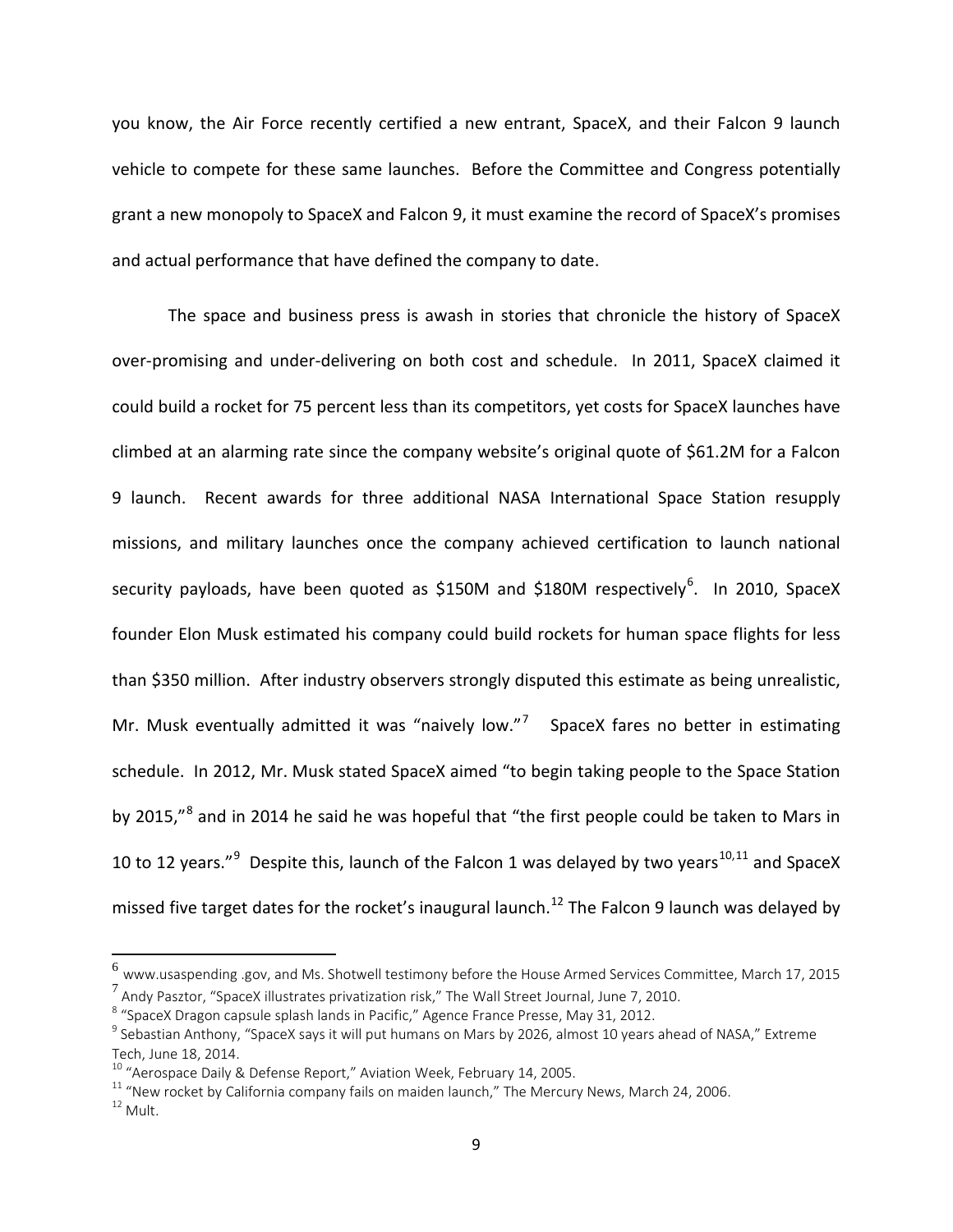you know, the Air Force recently certified a new entrant, SpaceX, and their Falcon 9 launch vehicle to compete for these same launches. Before the Committee and Congress potentially grant a new monopoly to SpaceX and Falcon 9, it must examine the record of SpaceX's promises and actual performance that have defined the company to date.

The space and business press is awash in stories that chronicle the history of SpaceX over-promising and under-delivering on both cost and schedule. In 2011, SpaceX claimed it could build a rocket for 75 percent less than its competitors, yet costs for SpaceX launches have climbed at an alarming rate since the company website's original quote of $61.2M for a Falcon 9 launch. Recent awards for three additional NASA International Space Station resupply missions, and military launches once the company achieved certification to launch national security payloads, have been quoted as $150M and $180M respectively[6]. In 2010, SpaceX founder Elon Musk estimated his company could build rockets for human space flights for less than $350 million. After industry observers strongly disputed this estimate as being unrealistic, Mr. Musk eventually admitted it was "naively low."[7] SpaceX fares no better in estimating schedule. In 2012, Mr. Musk stated SpaceX aimed "to begin taking people to the Space Station by 2015,"[8] and in 2014 he said he was hopeful that "the first people could be taken to Mars in 10 to 12 years."[9] Despite this, launch of the Falcon 1 was delayed by two years[10,11] and SpaceX missed five target dates for the rocket's inaugural launch.[12] The Falcon 9 launch was delayed by

---

[6] www.usaspending .gov, and Ms. Shotwell testimony before the House Armed Services Committee, March 17, 2015

[7] Andy Pasztor, "SpaceX illustrates privatization risk," The Wall Street Journal, June 7, 2010.

[8] "SpaceX Dragon capsule splash lands in Pacific," Agence France Presse, May 31, 2012.

[9] Sebastian Anthony, "SpaceX says it will put humans on Mars by 2026, almost 10 years ahead of NASA," Extreme Tech, June 18, 2014.

[10] "Aerospace Daily & Defense Report," Aviation Week, February 14, 2005.

[11] "New rocket by California company fails on maiden launch," The Mercury News, March 24, 2006.

[12] Mult.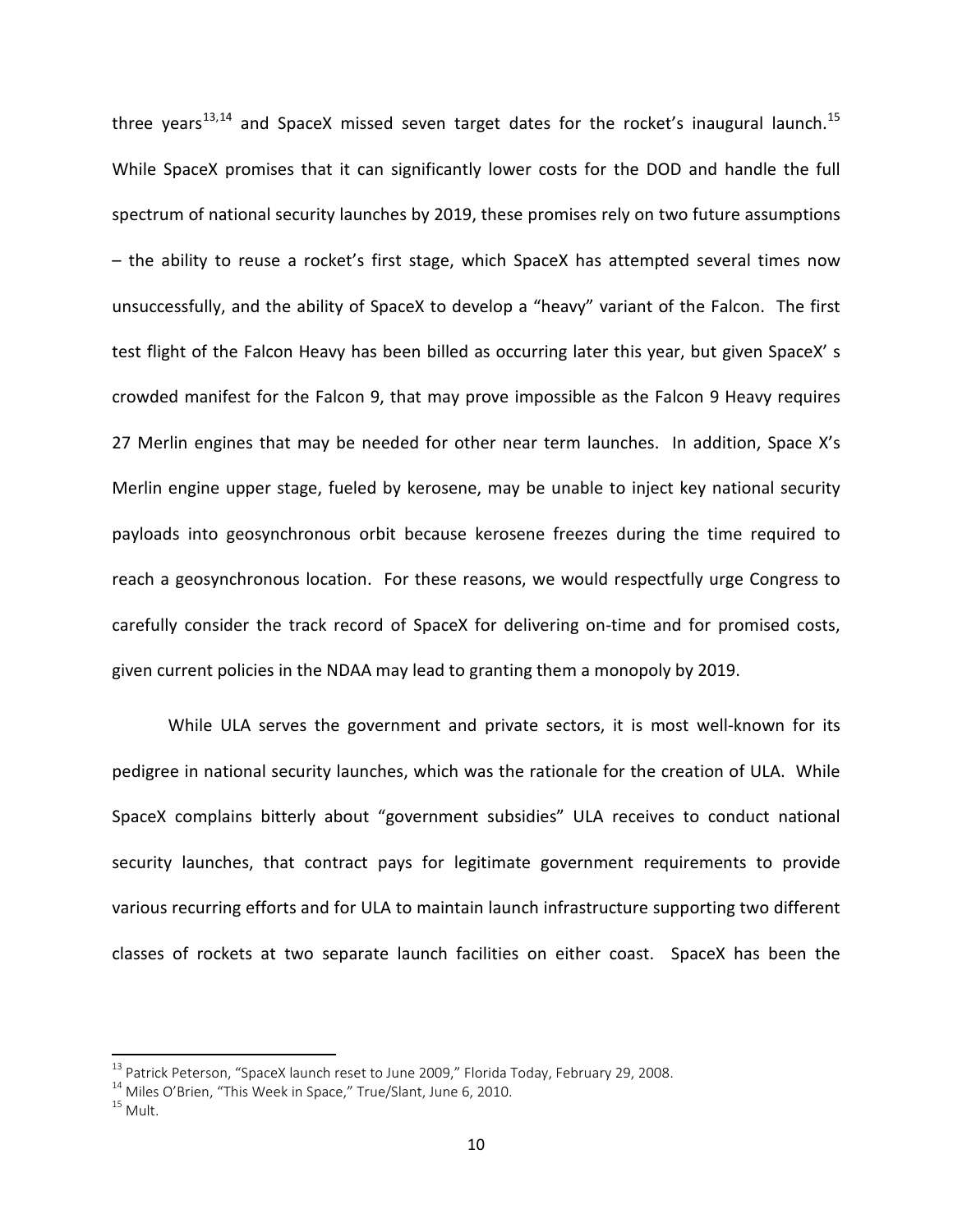three years[13,14] and SpaceX missed seven target dates for the rocket's inaugural launch.[15] While SpaceX promises that it can significantly lower costs for the DOD and handle the full spectrum of national security launches by 2019, these promises rely on two future assumptions – the ability to reuse a rocket's first stage, which SpaceX has attempted several times now unsuccessfully, and the ability of SpaceX to develop a "heavy" variant of the Falcon. The first test flight of the Falcon Heavy has been billed as occurring later this year, but given SpaceX' s crowded manifest for the Falcon 9, that may prove impossible as the Falcon 9 Heavy requires 27 Merlin engines that may be needed for other near term launches. In addition, Space X's Merlin engine upper stage, fueled by kerosene, may be unable to inject key national security payloads into geosynchronous orbit because kerosene freezes during the time required to reach a geosynchronous location. For these reasons, we would respectfully urge Congress to carefully consider the track record of SpaceX for delivering on-time and for promised costs, given current policies in the NDAA may lead to granting them a monopoly by 2019.

While ULA serves the government and private sectors, it is most well-known for its pedigree in national security launches, which was the rationale for the creation of ULA. While SpaceX complains bitterly about "government subsidies" ULA receives to conduct national security launches, that contract pays for legitimate government requirements to provide various recurring efforts and for ULA to maintain launch infrastructure supporting two different classes of rockets at two separate launch facilities on either coast. SpaceX has been the

---

[13] Patrick Peterson, "SpaceX launch reset to June 2009," Florida Today, February 29, 2008.

[14] Miles O'Brien, "This Week in Space," True/Slant, June 6, 2010.

[15] Mult.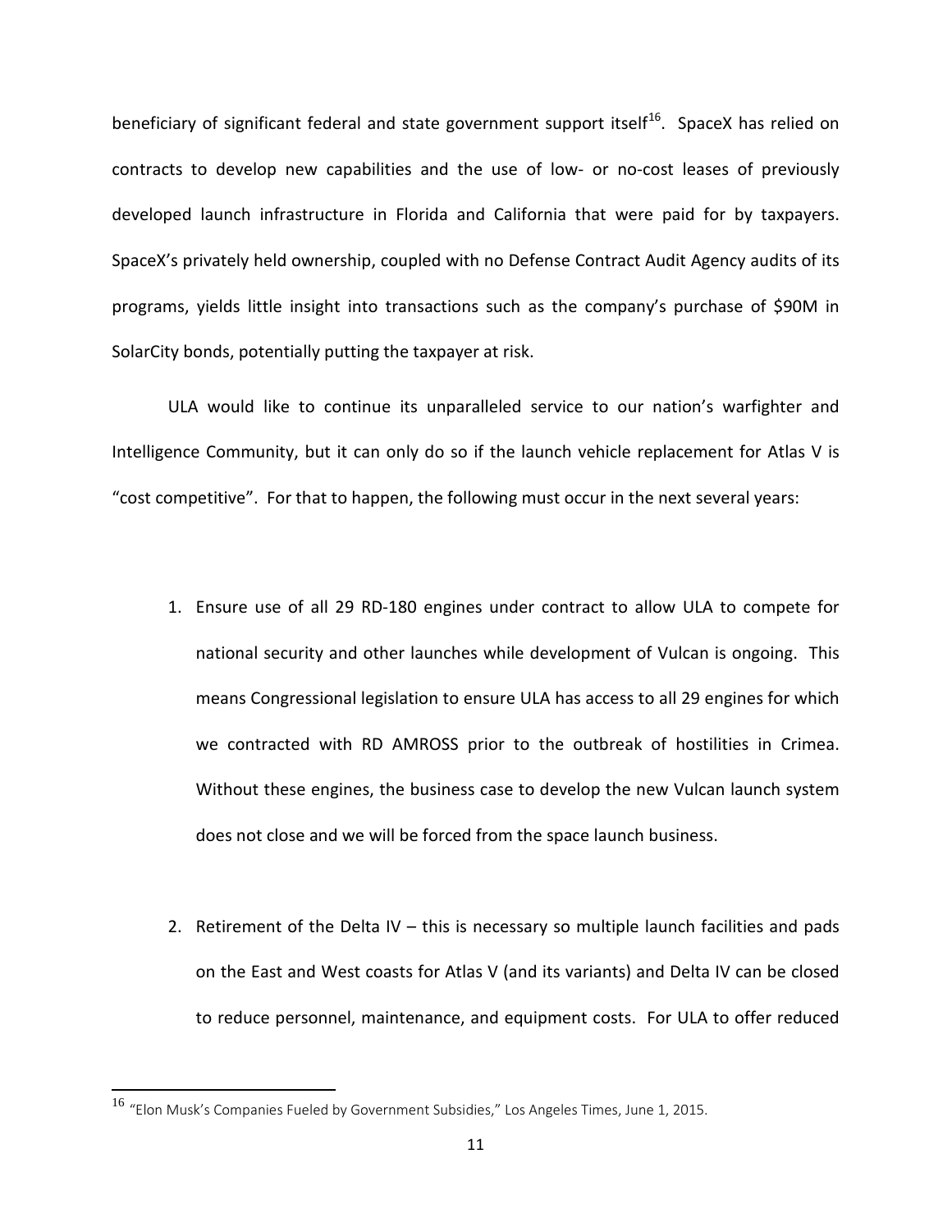beneficiary of significant federal and state government support itself[16]. SpaceX has relied on contracts to develop new capabilities and the use of low- or no-cost leases of previously developed launch infrastructure in Florida and California that were paid for by taxpayers. SpaceX's privately held ownership, coupled with no Defense Contract Audit Agency audits of its programs, yields little insight into transactions such as the company's purchase of $90M in SolarCity bonds, potentially putting the taxpayer at risk.

ULA would like to continue its unparalleled service to our nation's warfighter and Intelligence Community, but it can only do so if the launch vehicle replacement for Atlas V is "cost competitive". For that to happen, the following must occur in the next several years:

1. Ensure use of all 29 RD-180 engines under contract to allow ULA to compete for national security and other launches while development of Vulcan is ongoing. This means Congressional legislation to ensure ULA has access to all 29 engines for which we contracted with RD AMROSS prior to the outbreak of hostilities in Crimea. Without these engines, the business case to develop the new Vulcan launch system does not close and we will be forced from the space launch business.

2. Retirement of the Delta IV – this is necessary so multiple launch facilities and pads on the East and West coasts for Atlas V (and its variants) and Delta IV can be closed to reduce personnel, maintenance, and equipment costs. For ULA to offer reduced

[16] "Elon Musk's Companies Fueled by Government Subsidies," Los Angeles Times, June 1, 2015.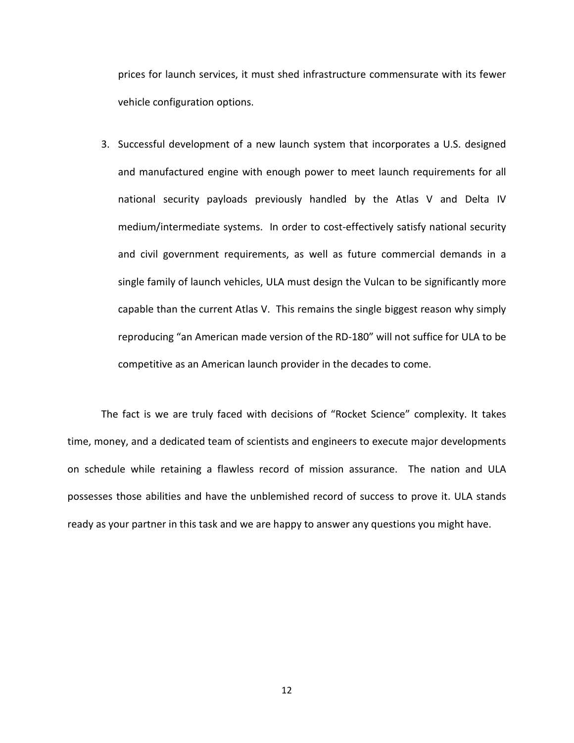prices for launch services, it must shed infrastructure commensurate with its fewer vehicle configuration options.

3. Successful development of a new launch system that incorporates a U.S. designed and manufactured engine with enough power to meet launch requirements for all national security payloads previously handled by the Atlas V and Delta IV medium/intermediate systems. In order to cost-effectively satisfy national security and civil government requirements, as well as future commercial demands in a single family of launch vehicles, ULA must design the Vulcan to be significantly more capable than the current Atlas V. This remains the single biggest reason why simply reproducing "an American made version of the RD-180" will not suffice for ULA to be competitive as an American launch provider in the decades to come.

The fact is we are truly faced with decisions of "Rocket Science" complexity. It takes time, money, and a dedicated team of scientists and engineers to execute major developments on schedule while retaining a flawless record of mission assurance. The nation and ULA possesses those abilities and have the unblemished record of success to prove it. ULA stands ready as your partner in this task and we are happy to answer any questions you might have.